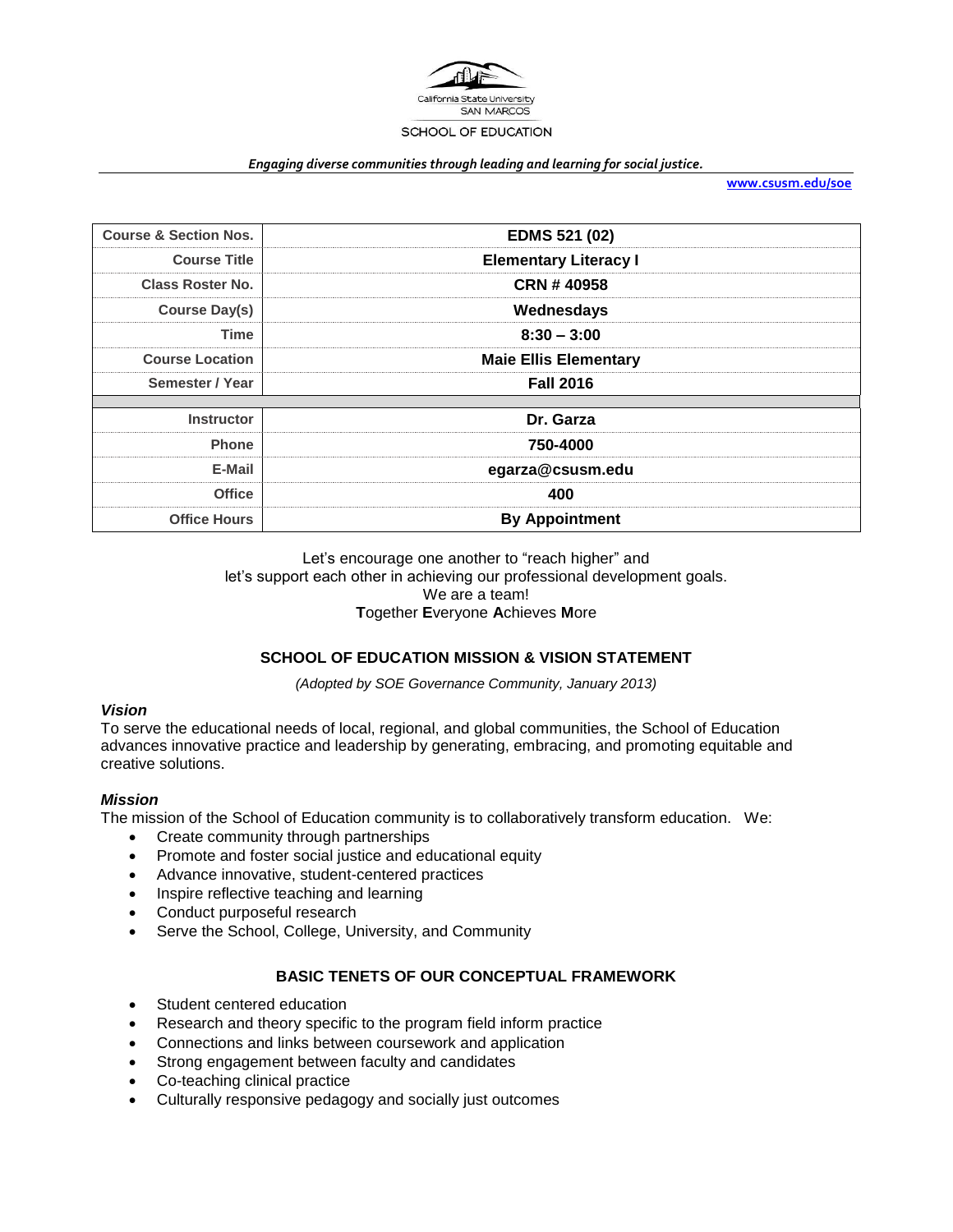California State University SAN MARCOS

SCHOOL OF EDUCATION

***Engaging diverse communities through leading and learning for social justice.***

**www.csusm.edu/soe**

| | |
|---|---|
| **Course & Section Nos.** | **EDMS 521 (02)** |
| **Course Title** | **Elementary Literacy I** |
| **Class Roster No.** | **CRN # 40958** |
| **Course Day(s)** | **Wednesdays** |
| **Time** | **8:30 – 3:00** |
| **Course Location** | **Maie Ellis Elementary** |
| **Semester / Year** | **Fall 2016** |
| | |
| **Instructor** | **Dr. Garza** |
| **Phone** | **750-4000** |
| **E-Mail** | **egarza@csusm.edu** |
| **Office** | **400** |
| **Office Hours** | **By Appointment** |

Let's encourage one another to "reach higher" and
let's support each other in achieving our professional development goals.
We are a team!
**T**ogether **E**veryone **A**chieves **M**ore

## SCHOOL OF EDUCATION MISSION & VISION STATEMENT

*(Adopted by SOE Governance Community, January 2013)*

### *Vision*

To serve the educational needs of local, regional, and global communities, the School of Education advances innovative practice and leadership by generating, embracing, and promoting equitable and creative solutions.

### *Mission*

The mission of the School of Education community is to collaboratively transform education. We:

- Create community through partnerships
- Promote and foster social justice and educational equity
- Advance innovative, student-centered practices
- Inspire reflective teaching and learning
- Conduct purposeful research
- Serve the School, College, University, and Community

## BASIC TENETS OF OUR CONCEPTUAL FRAMEWORK

- Student centered education
- Research and theory specific to the program field inform practice
- Connections and links between coursework and application
- Strong engagement between faculty and candidates
- Co-teaching clinical practice
- Culturally responsive pedagogy and socially just outcomes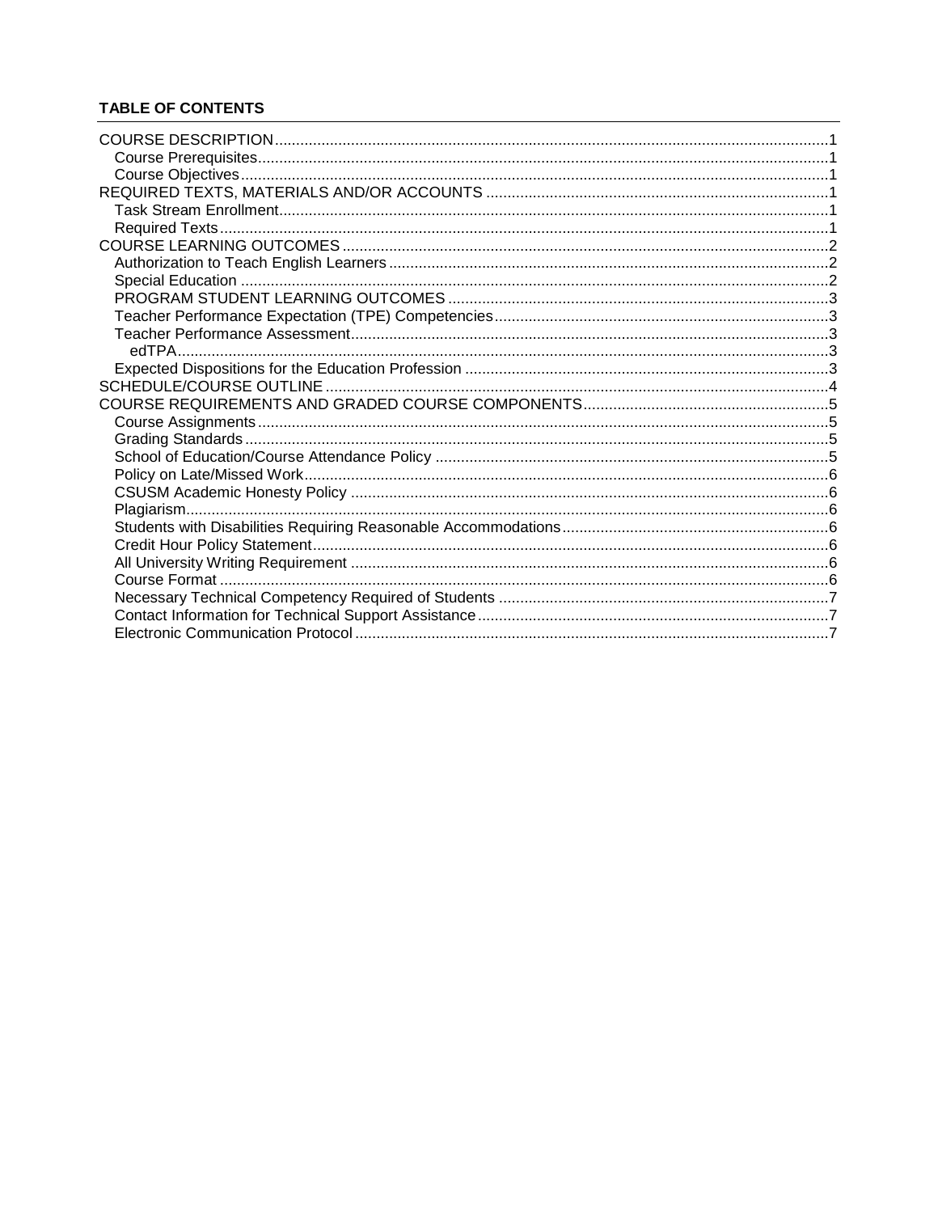**TABLE OF CONTENTS**

- COURSE DESCRIPTION ... 1
  - Course Prerequisites ... 1
  - Course Objectives ... 1
- REQUIRED TEXTS, MATERIALS AND/OR ACCOUNTS ... 1
  - Task Stream Enrollment ... 1
  - Required Texts ... 1
- COURSE LEARNING OUTCOMES ... 2
  - Authorization to Teach English Learners ... 2
  - Special Education ... 2
  - PROGRAM STUDENT LEARNING OUTCOMES ... 3
  - Teacher Performance Expectation (TPE) Competencies ... 3
  - Teacher Performance Assessment ... 3
    - edTPA ... 3
  - Expected Dispositions for the Education Profession ... 3
- SCHEDULE/COURSE OUTLINE ... 4
- COURSE REQUIREMENTS AND GRADED COURSE COMPONENTS ... 5
  - Course Assignments ... 5
  - Grading Standards ... 5
  - School of Education/Course Attendance Policy ... 5
  - Policy on Late/Missed Work ... 6
  - CSUSM Academic Honesty Policy ... 6
  - Plagiarism ... 6
  - Students with Disabilities Requiring Reasonable Accommodations ... 6
  - Credit Hour Policy Statement ... 6
  - All University Writing Requirement ... 6
  - Course Format ... 6
  - Necessary Technical Competency Required of Students ... 7
  - Contact Information for Technical Support Assistance ... 7
  - Electronic Communication Protocol ... 7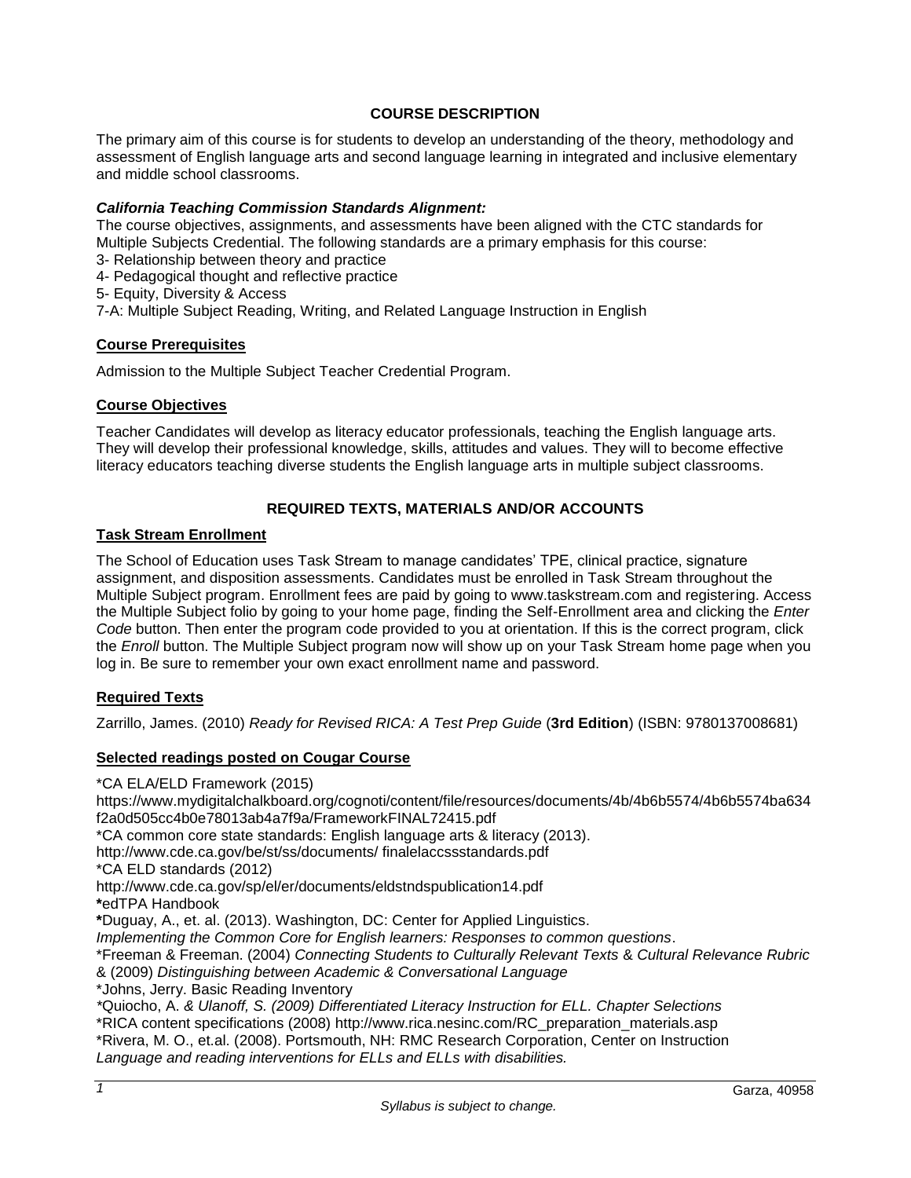## COURSE DESCRIPTION

The primary aim of this course is for students to develop an understanding of the theory, methodology and assessment of English language arts and second language learning in integrated and inclusive elementary and middle school classrooms.

***California Teaching Commission Standards Alignment:***

The course objectives, assignments, and assessments have been aligned with the CTC standards for Multiple Subjects Credential. The following standards are a primary emphasis for this course:
3- Relationship between theory and practice
4- Pedagogical thought and reflective practice
5- Equity, Diversity & Access
7-A: Multiple Subject Reading, Writing, and Related Language Instruction in English

### Course Prerequisites

Admission to the Multiple Subject Teacher Credential Program.

### Course Objectives

Teacher Candidates will develop as literacy educator professionals, teaching the English language arts. They will develop their professional knowledge, skills, attitudes and values. They will to become effective literacy educators teaching diverse students the English language arts in multiple subject classrooms.

## REQUIRED TEXTS, MATERIALS AND/OR ACCOUNTS

### Task Stream Enrollment

The School of Education uses Task Stream to manage candidates' TPE, clinical practice, signature assignment, and disposition assessments. Candidates must be enrolled in Task Stream throughout the Multiple Subject program. Enrollment fees are paid by going to www.taskstream.com and registering. Access the Multiple Subject folio by going to your home page, finding the Self-Enrollment area and clicking the *Enter Code* button. Then enter the program code provided to you at orientation. If this is the correct program, click the *Enroll* button. The Multiple Subject program now will show up on your Task Stream home page when you log in. Be sure to remember your own exact enrollment name and password.

### Required Texts

Zarrillo, James. (2010) *Ready for Revised RICA: A Test Prep Guide* (**3rd Edition**) (ISBN: 9780137008681)

### Selected readings posted on Cougar Course

*CA ELA/ELD Framework (2015)
https://www.mydigitalchalkboard.org/cognoti/content/file/resources/documents/4b/4b6b5574/4b6b5574ba634f2a0d505cc4b0e78013ab4a7f9a/FrameworkFINAL72415.pdf
*CA common core state standards: English language arts & literacy (2013).
http://www.cde.ca.gov/be/st/ss/documents/ finalelaccssstandards.pdf
*CA ELD standards (2012)
http://www.cde.ca.gov/sp/el/er/documents/eldstndspublication14.pdf
**\***edTPA Handbook
**\***Duguay, A., et. al. (2013). Washington, DC: Center for Applied Linguistics.
*Implementing the Common Core for English learners: Responses to common questions*.
*Freeman & Freeman. (2004) *Connecting Students to Culturally Relevant Texts* & *Cultural Relevance Rubric* & (2009) *Distinguishing between Academic & Conversational Language*
*Johns, Jerry. Basic Reading Inventory
*Quiocho, A. *& Ulanoff, S. (2009) Differentiated Literacy Instruction for ELL. Chapter Selections*
*RICA content specifications (2008) http://www.rica.nesinc.com/RC_preparation_materials.asp
*Rivera, M. O., et.al. (2008). Portsmouth, NH: RMC Research Corporation, Center on Instruction
*Language and reading interventions for ELLs and ELLs with disabilities.*

*Syllabus is subject to change.*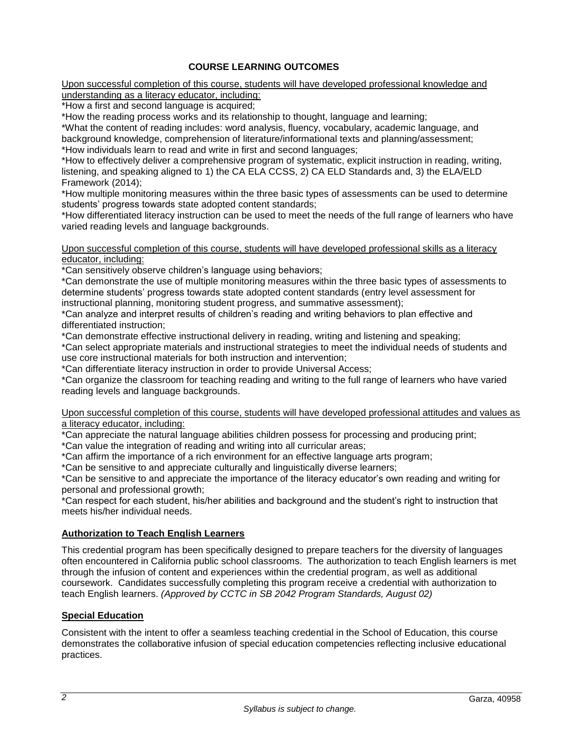## COURSE LEARNING OUTCOMES

Upon successful completion of this course, students will have developed professional knowledge and understanding as a literacy educator, including:

*How a first and second language is acquired;
*How the reading process works and its relationship to thought, language and learning;
*What the content of reading includes: word analysis, fluency, vocabulary, academic language, and background knowledge, comprehension of literature/informational texts and planning/assessment;
*How individuals learn to read and write in first and second languages;
*How to effectively deliver a comprehensive program of systematic, explicit instruction in reading, writing, listening, and speaking aligned to 1) the CA ELA CCSS, 2) CA ELD Standards and, 3) the ELA/ELD Framework (2014);
*How multiple monitoring measures within the three basic types of assessments can be used to determine students' progress towards state adopted content standards;
*How differentiated literacy instruction can be used to meet the needs of the full range of learners who have varied reading levels and language backgrounds.

Upon successful completion of this course, students will have developed professional skills as a literacy educator, including:

*Can sensitively observe children's language using behaviors;
*Can demonstrate the use of multiple monitoring measures within the three basic types of assessments to determine students' progress towards state adopted content standards (entry level assessment for instructional planning, monitoring student progress, and summative assessment);
*Can analyze and interpret results of children's reading and writing behaviors to plan effective and differentiated instruction;
*Can demonstrate effective instructional delivery in reading, writing and listening and speaking;
*Can select appropriate materials and instructional strategies to meet the individual needs of students and use core instructional materials for both instruction and intervention;
*Can differentiate literacy instruction in order to provide Universal Access;
*Can organize the classroom for teaching reading and writing to the full range of learners who have varied reading levels and language backgrounds.

Upon successful completion of this course, students will have developed professional attitudes and values as a literacy educator, including:

*Can appreciate the natural language abilities children possess for processing and producing print;
*Can value the integration of reading and writing into all curricular areas;
*Can affirm the importance of a rich environment for an effective language arts program;
*Can be sensitive to and appreciate culturally and linguistically diverse learners;
*Can be sensitive to and appreciate the importance of the literacy educator's own reading and writing for personal and professional growth;
*Can respect for each student, his/her abilities and background and the student's right to instruction that meets his/her individual needs.

### Authorization to Teach English Learners

This credential program has been specifically designed to prepare teachers for the diversity of languages often encountered in California public school classrooms. The authorization to teach English learners is met through the infusion of content and experiences within the credential program, as well as additional coursework. Candidates successfully completing this program receive a credential with authorization to teach English learners. *(Approved by CCTC in SB 2042 Program Standards, August 02)*

### Special Education

Consistent with the intent to offer a seamless teaching credential in the School of Education, this course demonstrates the collaborative infusion of special education competencies reflecting inclusive educational practices.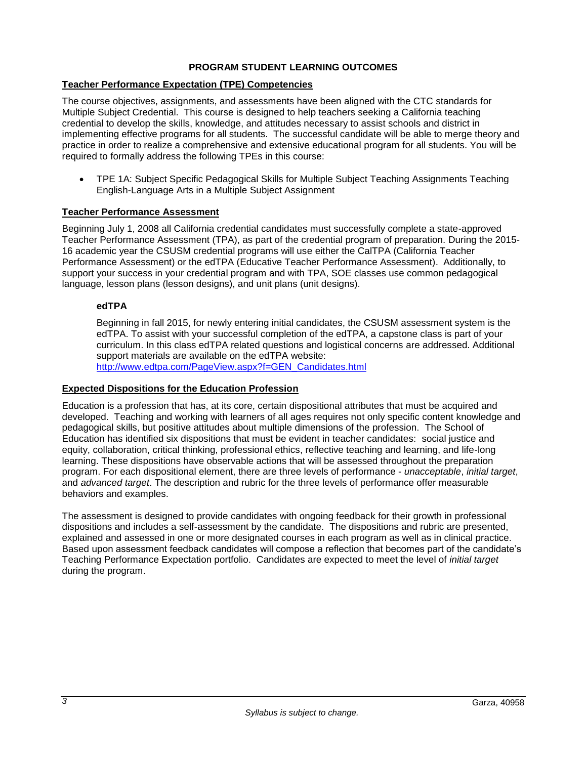## PROGRAM STUDENT LEARNING OUTCOMES

### Teacher Performance Expectation (TPE) Competencies

The course objectives, assignments, and assessments have been aligned with the CTC standards for Multiple Subject Credential. This course is designed to help teachers seeking a California teaching credential to develop the skills, knowledge, and attitudes necessary to assist schools and district in implementing effective programs for all students. The successful candidate will be able to merge theory and practice in order to realize a comprehensive and extensive educational program for all students. You will be required to formally address the following TPEs in this course:

- TPE 1A: Subject Specific Pedagogical Skills for Multiple Subject Teaching Assignments Teaching English-Language Arts in a Multiple Subject Assignment

### Teacher Performance Assessment

Beginning July 1, 2008 all California credential candidates must successfully complete a state-approved Teacher Performance Assessment (TPA), as part of the credential program of preparation. During the 2015-16 academic year the CSUSM credential programs will use either the CalTPA (California Teacher Performance Assessment) or the edTPA (Educative Teacher Performance Assessment). Additionally, to support your success in your credential program and with TPA, SOE classes use common pedagogical language, lesson plans (lesson designs), and unit plans (unit designs).

#### edTPA

Beginning in fall 2015, for newly entering initial candidates, the CSUSM assessment system is the edTPA. To assist with your successful completion of the edTPA, a capstone class is part of your curriculum. In this class edTPA related questions and logistical concerns are addressed. Additional support materials are available on the edTPA website:
http://www.edtpa.com/PageView.aspx?f=GEN_Candidates.html

### Expected Dispositions for the Education Profession

Education is a profession that has, at its core, certain dispositional attributes that must be acquired and developed. Teaching and working with learners of all ages requires not only specific content knowledge and pedagogical skills, but positive attitudes about multiple dimensions of the profession. The School of Education has identified six dispositions that must be evident in teacher candidates: social justice and equity, collaboration, critical thinking, professional ethics, reflective teaching and learning, and life-long learning. These dispositions have observable actions that will be assessed throughout the preparation program. For each dispositional element, there are three levels of performance - *unacceptable*, *initial target*, and *advanced target*. The description and rubric for the three levels of performance offer measurable behaviors and examples.

The assessment is designed to provide candidates with ongoing feedback for their growth in professional dispositions and includes a self-assessment by the candidate. The dispositions and rubric are presented, explained and assessed in one or more designated courses in each program as well as in clinical practice. Based upon assessment feedback candidates will compose a reflection that becomes part of the candidate's Teaching Performance Expectation portfolio. Candidates are expected to meet the level of *initial target* during the program.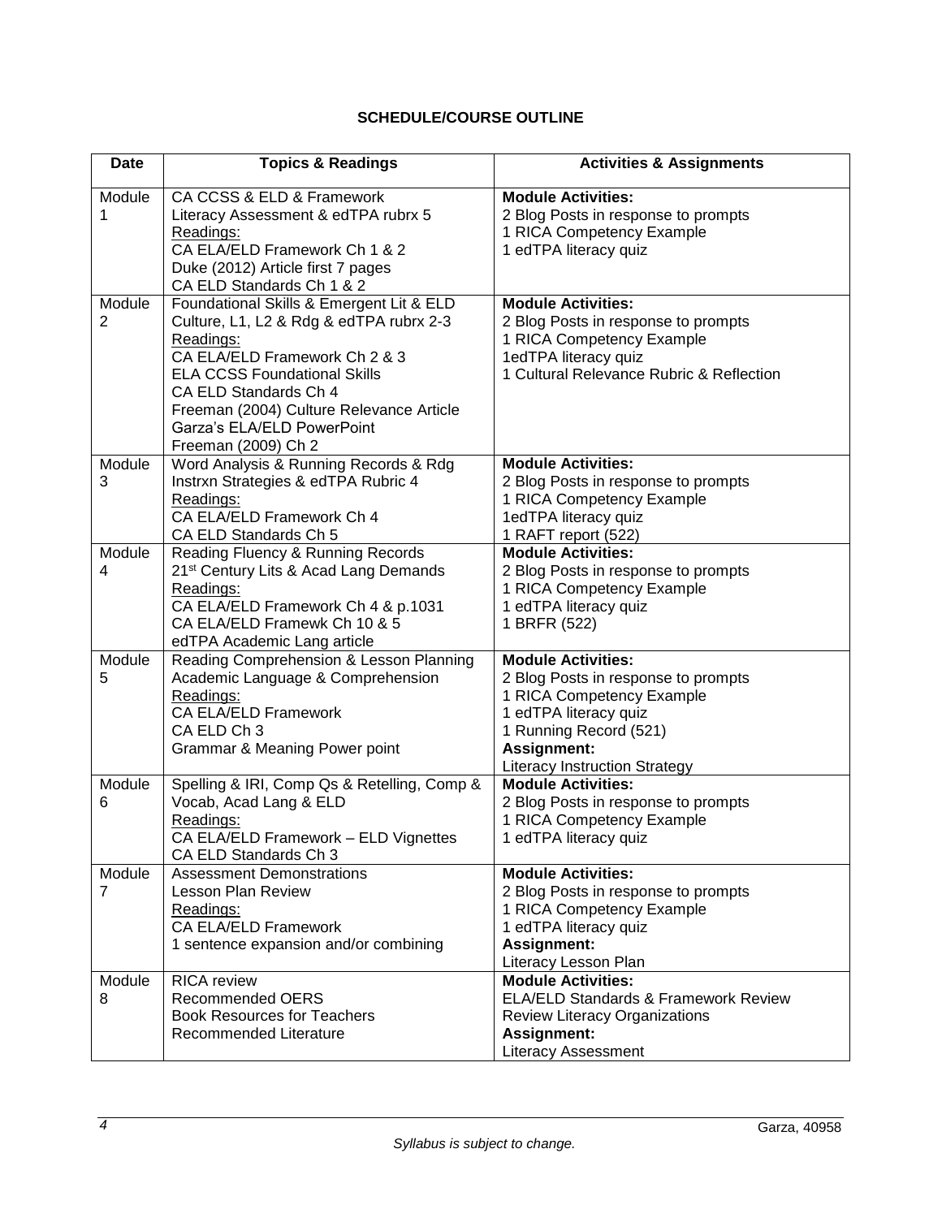**SCHEDULE/COURSE OUTLINE**

| Date | Topics & Readings | Activities & Assignments |
|---|---|---|
| Module 1 | CA CCSS & ELD & Framework<br>Literacy Assessment & edTPA rubrx 5<br><u>Readings:</u><br>CA ELA/ELD Framework Ch 1 & 2<br>Duke (2012) Article first 7 pages<br>CA ELD Standards Ch 1 & 2 | **Module Activities:**<br>2 Blog Posts in response to prompts<br>1 RICA Competency Example<br>1 edTPA literacy quiz |
| Module 2 | Foundational Skills & Emergent Lit & ELD<br>Culture, L1, L2 & Rdg & edTPA rubrx 2-3<br><u>Readings:</u><br>CA ELA/ELD Framework Ch 2 & 3<br>ELA CCSS Foundational Skills<br>CA ELD Standards Ch 4<br>Freeman (2004) Culture Relevance Article<br>Garza's ELA/ELD PowerPoint<br>Freeman (2009) Ch 2 | **Module Activities:**<br>2 Blog Posts in response to prompts<br>1 RICA Competency Example<br>1edTPA literacy quiz<br>1 Cultural Relevance Rubric & Reflection |
| Module 3 | Word Analysis & Running Records & Rdg Instrxn Strategies & edTPA Rubric 4<br><u>Readings:</u><br>CA ELA/ELD Framework Ch 4<br>CA ELD Standards Ch 5 | **Module Activities:**<br>2 Blog Posts in response to prompts<br>1 RICA Competency Example<br>1edTPA literacy quiz<br>1 RAFT report (522) |
| Module 4 | Reading Fluency & Running Records<br>21st Century Lits & Acad Lang Demands<br><u>Readings:</u><br>CA ELA/ELD Framework Ch 4 & p.1031<br>CA ELA/ELD Framewk Ch 10 & 5<br>edTPA Academic Lang article | **Module Activities:**<br>2 Blog Posts in response to prompts<br>1 RICA Competency Example<br>1 edTPA literacy quiz<br>1 BRFR (522) |
| Module 5 | Reading Comprehension & Lesson Planning<br>Academic Language & Comprehension<br><u>Readings:</u><br>CA ELA/ELD Framework<br>CA ELD Ch 3<br>Grammar & Meaning Power point | **Module Activities:**<br>2 Blog Posts in response to prompts<br>1 RICA Competency Example<br>1 edTPA literacy quiz<br>1 Running Record (521)<br>**Assignment:**<br>Literacy Instruction Strategy |
| Module 6 | Spelling & IRI, Comp Qs & Retelling, Comp & Vocab, Acad Lang & ELD<br><u>Readings:</u><br>CA ELA/ELD Framework – ELD Vignettes<br>CA ELD Standards Ch 3 | **Module Activities:**<br>2 Blog Posts in response to prompts<br>1 RICA Competency Example<br>1 edTPA literacy quiz |
| Module 7 | Assessment Demonstrations<br>Lesson Plan Review<br><u>Readings:</u><br>CA ELA/ELD Framework<br>1 sentence expansion and/or combining | **Module Activities:**<br>2 Blog Posts in response to prompts<br>1 RICA Competency Example<br>1 edTPA literacy quiz<br>**Assignment:**<br>Literacy Lesson Plan |
| Module 8 | RICA review<br>Recommended OERS<br>Book Resources for Teachers<br>Recommended Literature | **Module Activities:**<br>ELA/ELD Standards & Framework Review<br>Review Literacy Organizations<br>**Assignment:**<br>Literacy Assessment |

*Syllabus is subject to change.*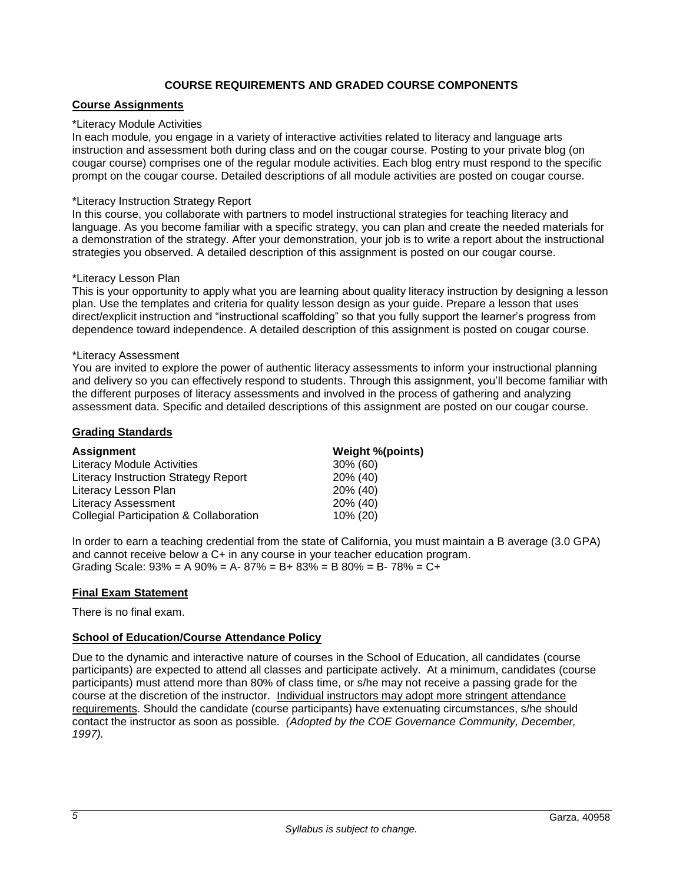## COURSE REQUIREMENTS AND GRADED COURSE COMPONENTS

### Course Assignments

*Literacy Module Activities

In each module, you engage in a variety of interactive activities related to literacy and language arts instruction and assessment both during class and on the cougar course. Posting to your private blog (on cougar course) comprises one of the regular module activities. Each blog entry must respond to the specific prompt on the cougar course. Detailed descriptions of all module activities are posted on cougar course.

*Literacy Instruction Strategy Report

In this course, you collaborate with partners to model instructional strategies for teaching literacy and language. As you become familiar with a specific strategy, you can plan and create the needed materials for a demonstration of the strategy. After your demonstration, your job is to write a report about the instructional strategies you observed. A detailed description of this assignment is posted on our cougar course.

*Literacy Lesson Plan

This is your opportunity to apply what you are learning about quality literacy instruction by designing a lesson plan. Use the templates and criteria for quality lesson design as your guide. Prepare a lesson that uses direct/explicit instruction and "instructional scaffolding" so that you fully support the learner's progress from dependence toward independence. A detailed description of this assignment is posted on cougar course.

*Literacy Assessment

You are invited to explore the power of authentic literacy assessments to inform your instructional planning and delivery so you can effectively respond to students. Through this assignment, you'll become familiar with the different purposes of literacy assessments and involved in the process of gathering and analyzing assessment data. Specific and detailed descriptions of this assignment are posted on our cougar course.

### Grading Standards

| Assignment | Weight %(points) |
|---|---|
| Literacy Module Activities | 30% (60) |
| Literacy Instruction Strategy Report | 20% (40) |
| Literacy Lesson Plan | 20% (40) |
| Literacy Assessment | 20% (40) |
| Collegial Participation & Collaboration | 10% (20) |

In order to earn a teaching credential from the state of California, you must maintain a B average (3.0 GPA) and cannot receive below a C+ in any course in your teacher education program.
Grading Scale: 93% = A 90% = A- 87% = B+ 83% = B 80% = B- 78% = C+

### Final Exam Statement

There is no final exam.

### School of Education/Course Attendance Policy

Due to the dynamic and interactive nature of courses in the School of Education, all candidates (course participants) are expected to attend all classes and participate actively. At a minimum, candidates (course participants) must attend more than 80% of class time, or s/he may not receive a passing grade for the course at the discretion of the instructor. Individual instructors may adopt more stringent attendance requirements. Should the candidate (course participants) have extenuating circumstances, s/he should contact the instructor as soon as possible. *(Adopted by the COE Governance Community, December, 1997).*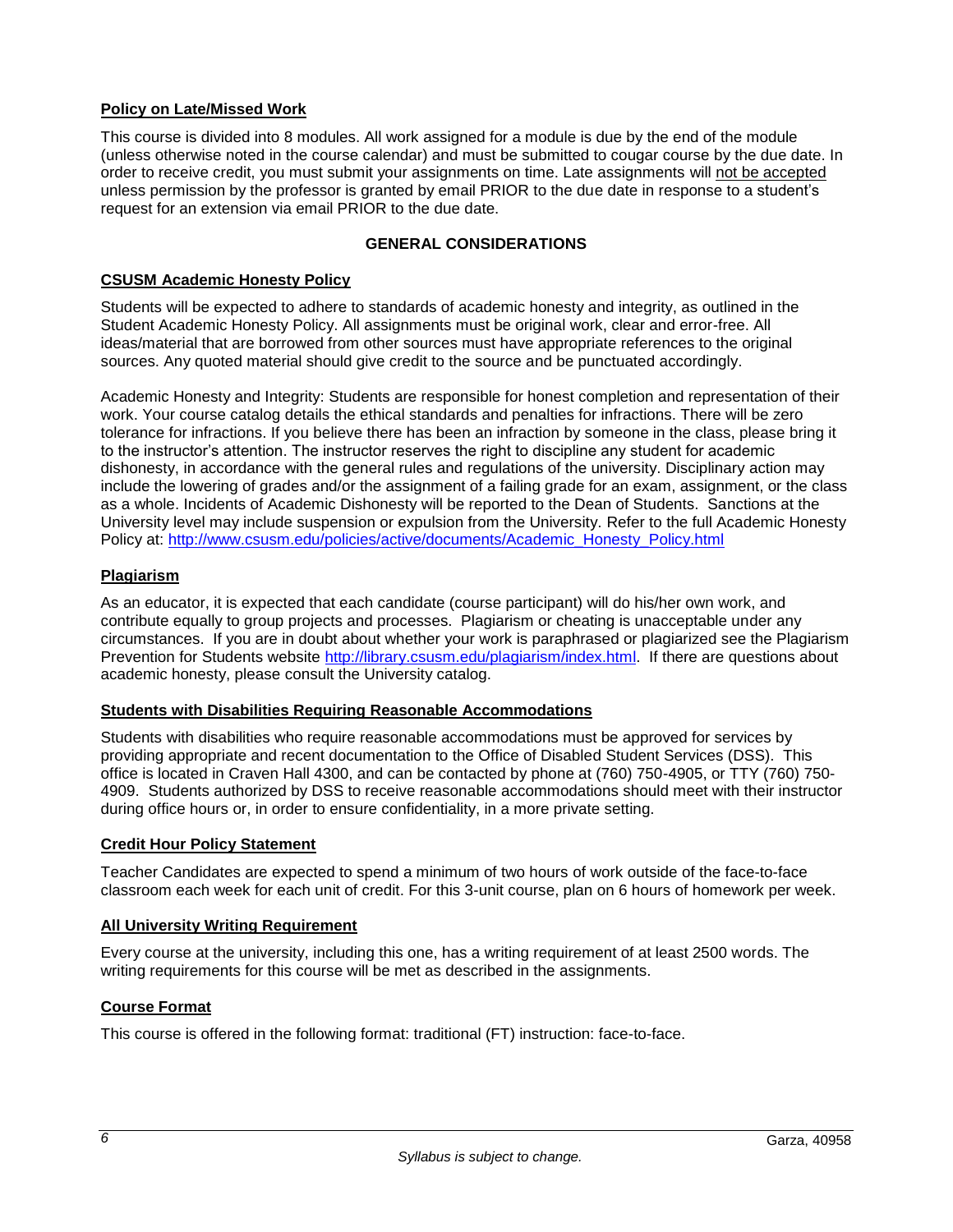## Policy on Late/Missed Work

This course is divided into 8 modules. All work assigned for a module is due by the end of the module (unless otherwise noted in the course calendar) and must be submitted to cougar course by the due date. In order to receive credit, you must submit your assignments on time. Late assignments will not be accepted unless permission by the professor is granted by email PRIOR to the due date in response to a student's request for an extension via email PRIOR to the due date.

## GENERAL CONSIDERATIONS

## CSUSM Academic Honesty Policy

Students will be expected to adhere to standards of academic honesty and integrity, as outlined in the Student Academic Honesty Policy. All assignments must be original work, clear and error-free. All ideas/material that are borrowed from other sources must have appropriate references to the original sources. Any quoted material should give credit to the source and be punctuated accordingly.

Academic Honesty and Integrity: Students are responsible for honest completion and representation of their work. Your course catalog details the ethical standards and penalties for infractions. There will be zero tolerance for infractions. If you believe there has been an infraction by someone in the class, please bring it to the instructor's attention. The instructor reserves the right to discipline any student for academic dishonesty, in accordance with the general rules and regulations of the university. Disciplinary action may include the lowering of grades and/or the assignment of a failing grade for an exam, assignment, or the class as a whole. Incidents of Academic Dishonesty will be reported to the Dean of Students. Sanctions at the University level may include suspension or expulsion from the University. Refer to the full Academic Honesty Policy at: http://www.csusm.edu/policies/active/documents/Academic_Honesty_Policy.html

## Plagiarism

As an educator, it is expected that each candidate (course participant) will do his/her own work, and contribute equally to group projects and processes. Plagiarism or cheating is unacceptable under any circumstances. If you are in doubt about whether your work is paraphrased or plagiarized see the Plagiarism Prevention for Students website http://library.csusm.edu/plagiarism/index.html. If there are questions about academic honesty, please consult the University catalog.

## Students with Disabilities Requiring Reasonable Accommodations

Students with disabilities who require reasonable accommodations must be approved for services by providing appropriate and recent documentation to the Office of Disabled Student Services (DSS). This office is located in Craven Hall 4300, and can be contacted by phone at (760) 750-4905, or TTY (760) 750-4909. Students authorized by DSS to receive reasonable accommodations should meet with their instructor during office hours or, in order to ensure confidentiality, in a more private setting.

## Credit Hour Policy Statement

Teacher Candidates are expected to spend a minimum of two hours of work outside of the face-to-face classroom each week for each unit of credit. For this 3-unit course, plan on 6 hours of homework per week.

## All University Writing Requirement

Every course at the university, including this one, has a writing requirement of at least 2500 words. The writing requirements for this course will be met as described in the assignments.

## Course Format

This course is offered in the following format: traditional (FT) instruction: face-to-face.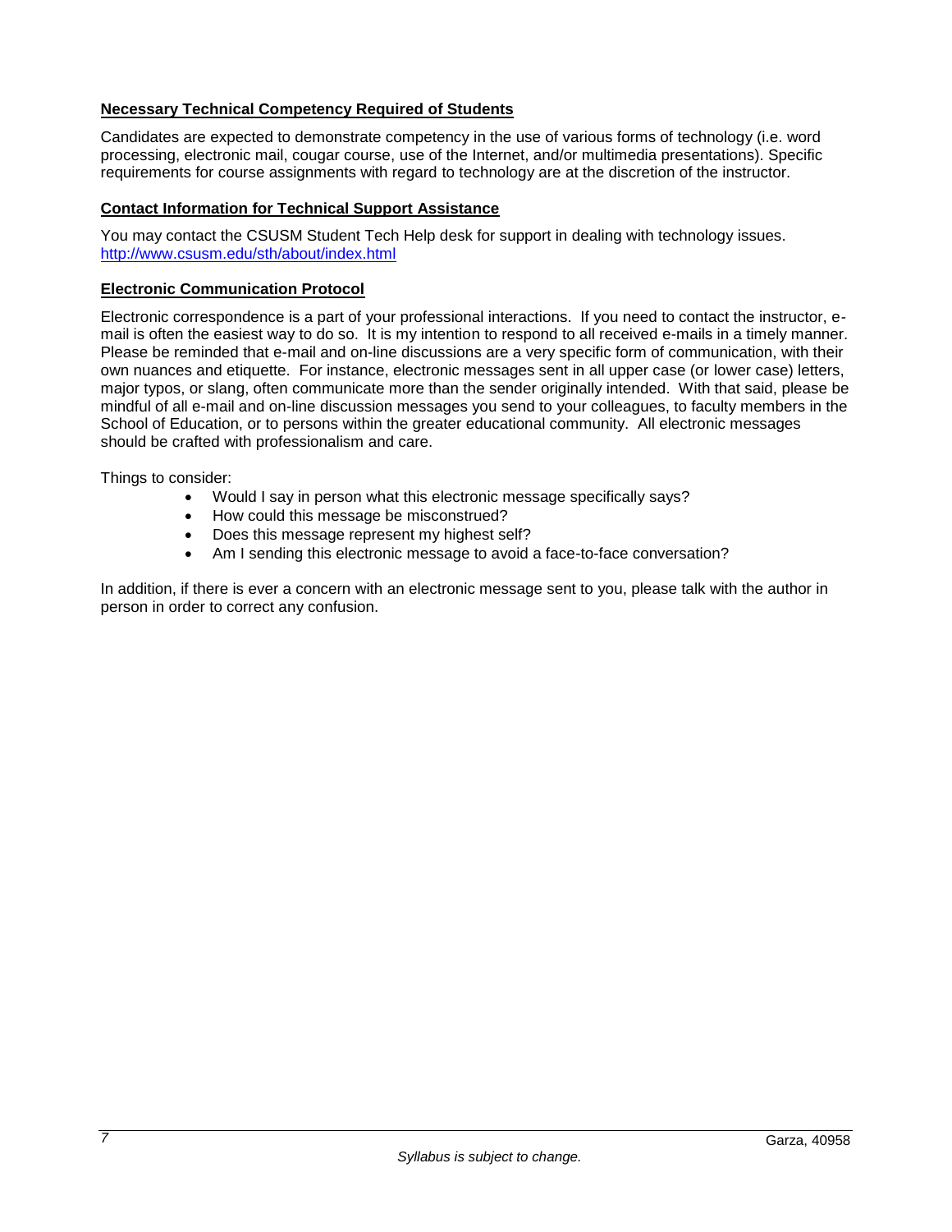**Necessary Technical Competency Required of Students**

Candidates are expected to demonstrate competency in the use of various forms of technology (i.e. word processing, electronic mail, cougar course, use of the Internet, and/or multimedia presentations). Specific requirements for course assignments with regard to technology are at the discretion of the instructor.

**Contact Information for Technical Support Assistance**

You may contact the CSUSM Student Tech Help desk for support in dealing with technology issues. http://www.csusm.edu/sth/about/index.html

**Electronic Communication Protocol**

Electronic correspondence is a part of your professional interactions. If you need to contact the instructor, e-mail is often the easiest way to do so. It is my intention to respond to all received e-mails in a timely manner. Please be reminded that e-mail and on-line discussions are a very specific form of communication, with their own nuances and etiquette. For instance, electronic messages sent in all upper case (or lower case) letters, major typos, or slang, often communicate more than the sender originally intended. With that said, please be mindful of all e-mail and on-line discussion messages you send to your colleagues, to faculty members in the School of Education, or to persons within the greater educational community. All electronic messages should be crafted with professionalism and care.

Things to consider:

- Would I say in person what this electronic message specifically says?
- How could this message be misconstrued?
- Does this message represent my highest self?
- Am I sending this electronic message to avoid a face-to-face conversation?

In addition, if there is ever a concern with an electronic message sent to you, please talk with the author in person in order to correct any confusion.